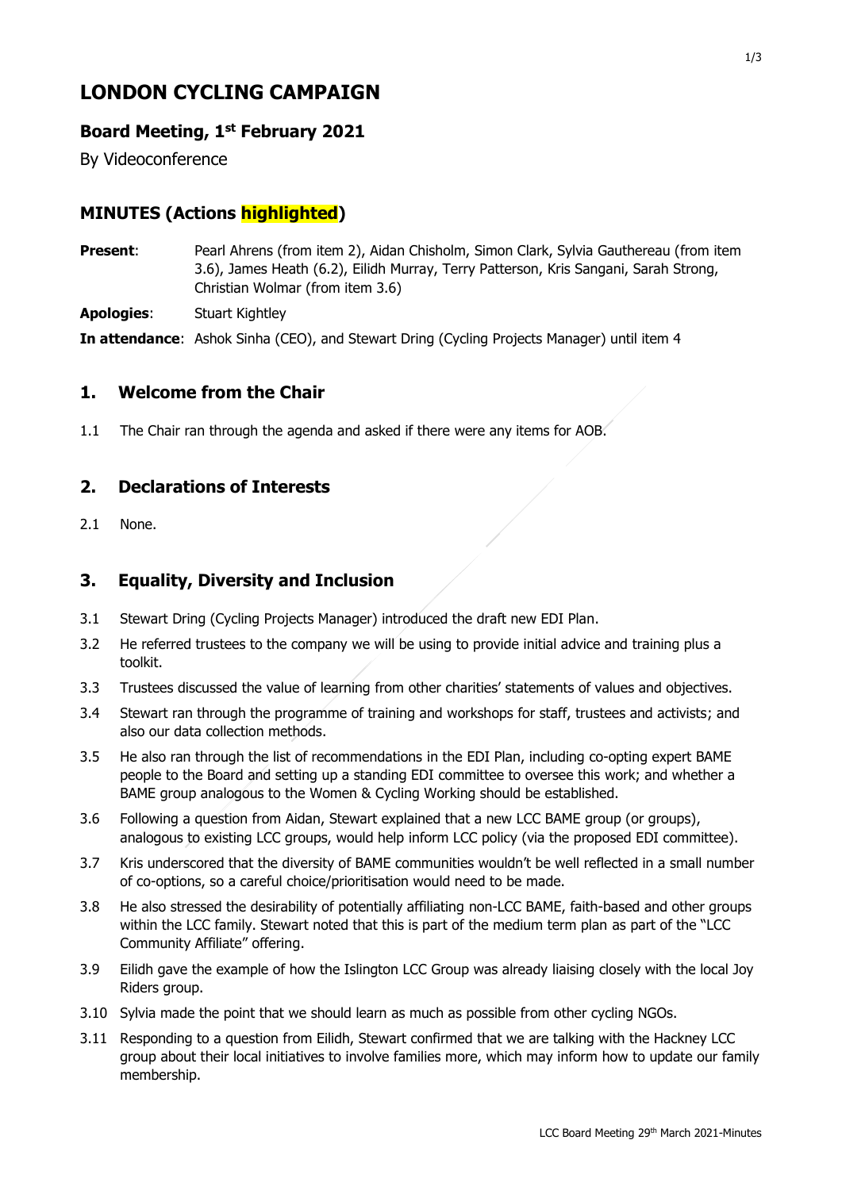# LONDON CYCLING CAMPAIGN

## Board Meeting, 1st February 2021

By Videoconference

## MINUTES (Actions highlighted)

**Present**: Pearl Ahrens (from item 2), Aidan Chisholm, Simon Clark, Sylvia Gauthereau (from item 3.6), James Heath (6.2), Eilidh Murray, Terry Patterson, Kris Sangani, Sarah Strong, Christian Wolmar (from item 3.6)

**Apologies**: Stuart Kightley

**In attendance**: Ashok Sinha (CEO), and Stewart Dring (Cycling Projects Manager) until item 4

### 1. Welcome from the Chair

1.1 The Chair ran through the agenda and asked if there were any items for AOB.

### 2. Declarations of Interests

2.1 None.

### 3. Equality, Diversity and Inclusion

3.1 Stewart Dring (Cycling Projects Manager) introduced the draft new EDI Plan.

3.2 He referred trustees to the company we will be using to provide initial advice and training plus a toolkit.

3.3 Trustees discussed the value of learning from other charities' statements of values and objectives.

3.4 Stewart ran through the programme of training and workshops for staff, trustees and activists; and also our data collection methods.

3.5 He also ran through the list of recommendations in the EDI Plan, including co-opting expert BAME people to the Board and setting up a standing EDI committee to oversee this work; and whether a BAME group analogous to the Women & Cycling Working should be established.

3.6 Following a question from Aidan, Stewart explained that a new LCC BAME group (or groups), analogous to existing LCC groups, would help inform LCC policy (via the proposed EDI committee).

3.7 Kris underscored that the diversity of BAME communities wouldn't be well reflected in a small number of co-options, so a careful choice/prioritisation would need to be made.

3.8 He also stressed the desirability of potentially affiliating non-LCC BAME, faith-based and other groups within the LCC family. Stewart noted that this is part of the medium term plan as part of the "LCC Community Affiliate" offering.

3.9 Eilidh gave the example of how the Islington LCC Group was already liaising closely with the local Joy Riders group.

3.10 Sylvia made the point that we should learn as much as possible from other cycling NGOs.

3.11 Responding to a question from Eilidh, Stewart confirmed that we are talking with the Hackney LCC group about their local initiatives to involve families more, which may inform how to update our family membership.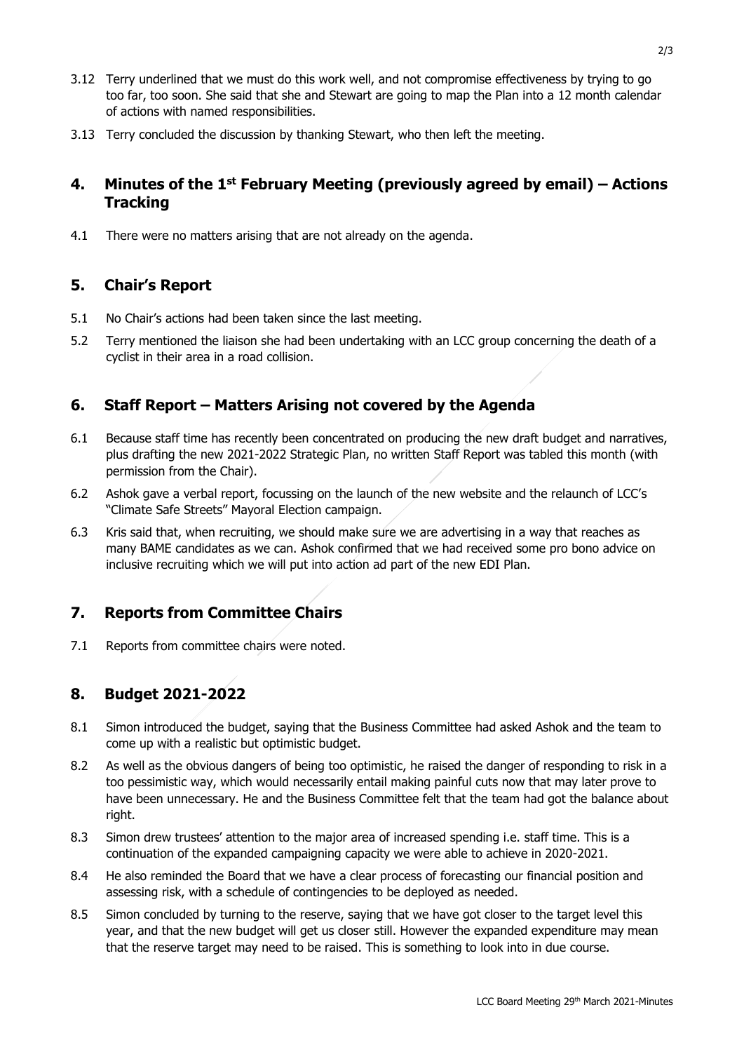3.12 Terry underlined that we must do this work well, and not compromise effectiveness by trying to go too far, too soon. She said that she and Stewart are going to map the Plan into a 12 month calendar of actions with named responsibilities.

3.13 Terry concluded the discussion by thanking Stewart, who then left the meeting.

## 4. Minutes of the 1st February Meeting (previously agreed by email) – Actions Tracking

4.1 There were no matters arising that are not already on the agenda.

## 5. Chair's Report

5.1 No Chair's actions had been taken since the last meeting.

5.2 Terry mentioned the liaison she had been undertaking with an LCC group concerning the death of a cyclist in their area in a road collision.

## 6. Staff Report – Matters Arising not covered by the Agenda

6.1 Because staff time has recently been concentrated on producing the new draft budget and narratives, plus drafting the new 2021-2022 Strategic Plan, no written Staff Report was tabled this month (with permission from the Chair).

6.2 Ashok gave a verbal report, focussing on the launch of the new website and the relaunch of LCC's "Climate Safe Streets" Mayoral Election campaign.

6.3 Kris said that, when recruiting, we should make sure we are advertising in a way that reaches as many BAME candidates as we can. Ashok confirmed that we had received some pro bono advice on inclusive recruiting which we will put into action ad part of the new EDI Plan.

## 7. Reports from Committee Chairs

7.1 Reports from committee chairs were noted.

## 8. Budget 2021-2022

8.1 Simon introduced the budget, saying that the Business Committee had asked Ashok and the team to come up with a realistic but optimistic budget.

8.2 As well as the obvious dangers of being too optimistic, he raised the danger of responding to risk in a too pessimistic way, which would necessarily entail making painful cuts now that may later prove to have been unnecessary. He and the Business Committee felt that the team had got the balance about right.

8.3 Simon drew trustees' attention to the major area of increased spending i.e. staff time. This is a continuation of the expanded campaigning capacity we were able to achieve in 2020-2021.

8.4 He also reminded the Board that we have a clear process of forecasting our financial position and assessing risk, with a schedule of contingencies to be deployed as needed.

8.5 Simon concluded by turning to the reserve, saying that we have got closer to the target level this year, and that the new budget will get us closer still. However the expanded expenditure may mean that the reserve target may need to be raised. This is something to look into in due course.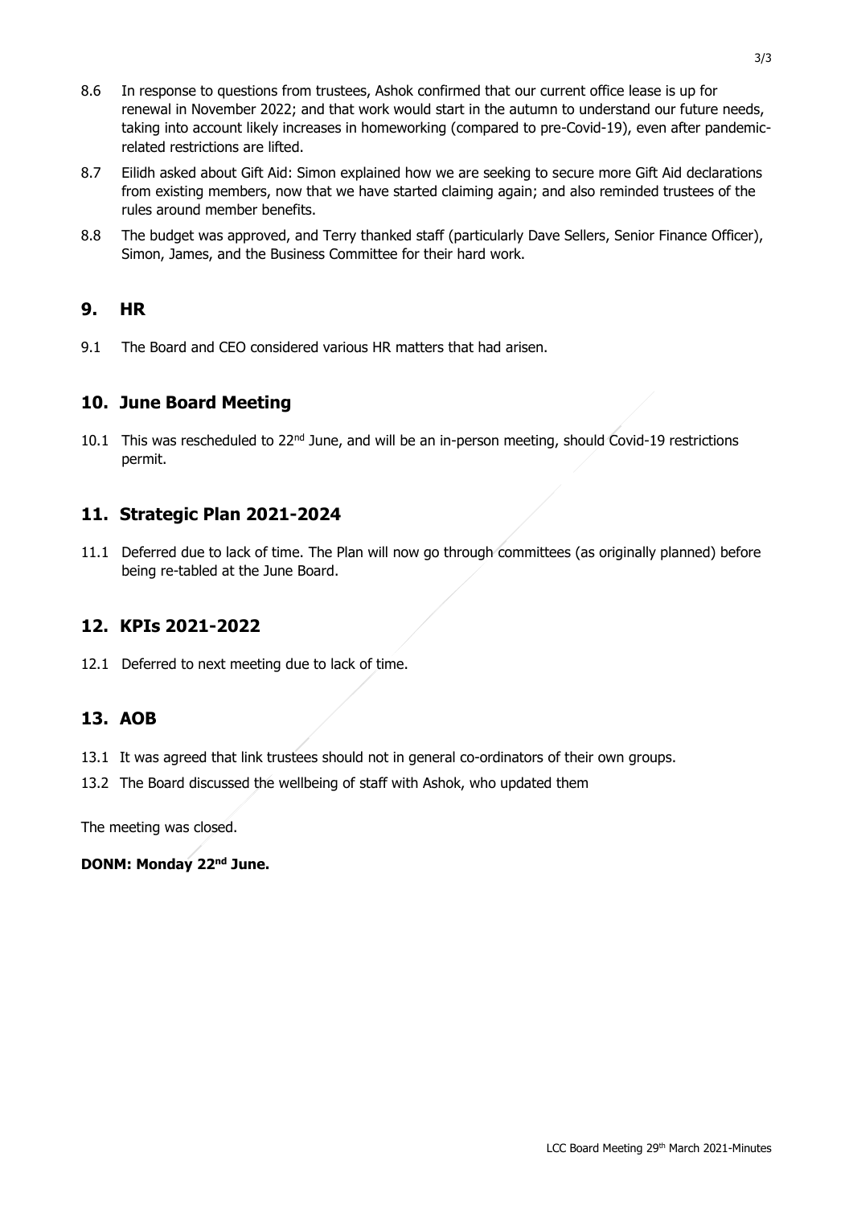8.6 In response to questions from trustees, Ashok confirmed that our current office lease is up for renewal in November 2022; and that work would start in the autumn to understand our future needs, taking into account likely increases in homeworking (compared to pre-Covid-19), even after pandemic-related restrictions are lifted.

8.7 Eilidh asked about Gift Aid: Simon explained how we are seeking to secure more Gift Aid declarations from existing members, now that we have started claiming again; and also reminded trustees of the rules around member benefits.

8.8 The budget was approved, and Terry thanked staff (particularly Dave Sellers, Senior Finance Officer), Simon, James, and the Business Committee for their hard work.

## 9. HR

9.1 The Board and CEO considered various HR matters that had arisen.

## 10. June Board Meeting

10.1 This was rescheduled to 22nd June, and will be an in-person meeting, should Covid-19 restrictions permit.

## 11. Strategic Plan 2021-2024

11.1 Deferred due to lack of time. The Plan will now go through committees (as originally planned) before being re-tabled at the June Board.

## 12. KPIs 2021-2022

12.1 Deferred to next meeting due to lack of time.

## 13. AOB

13.1 It was agreed that link trustees should not in general co-ordinators of their own groups.

13.2 The Board discussed the wellbeing of staff with Ashok, who updated them

The meeting was closed.

**DONM: Monday 22nd June.**